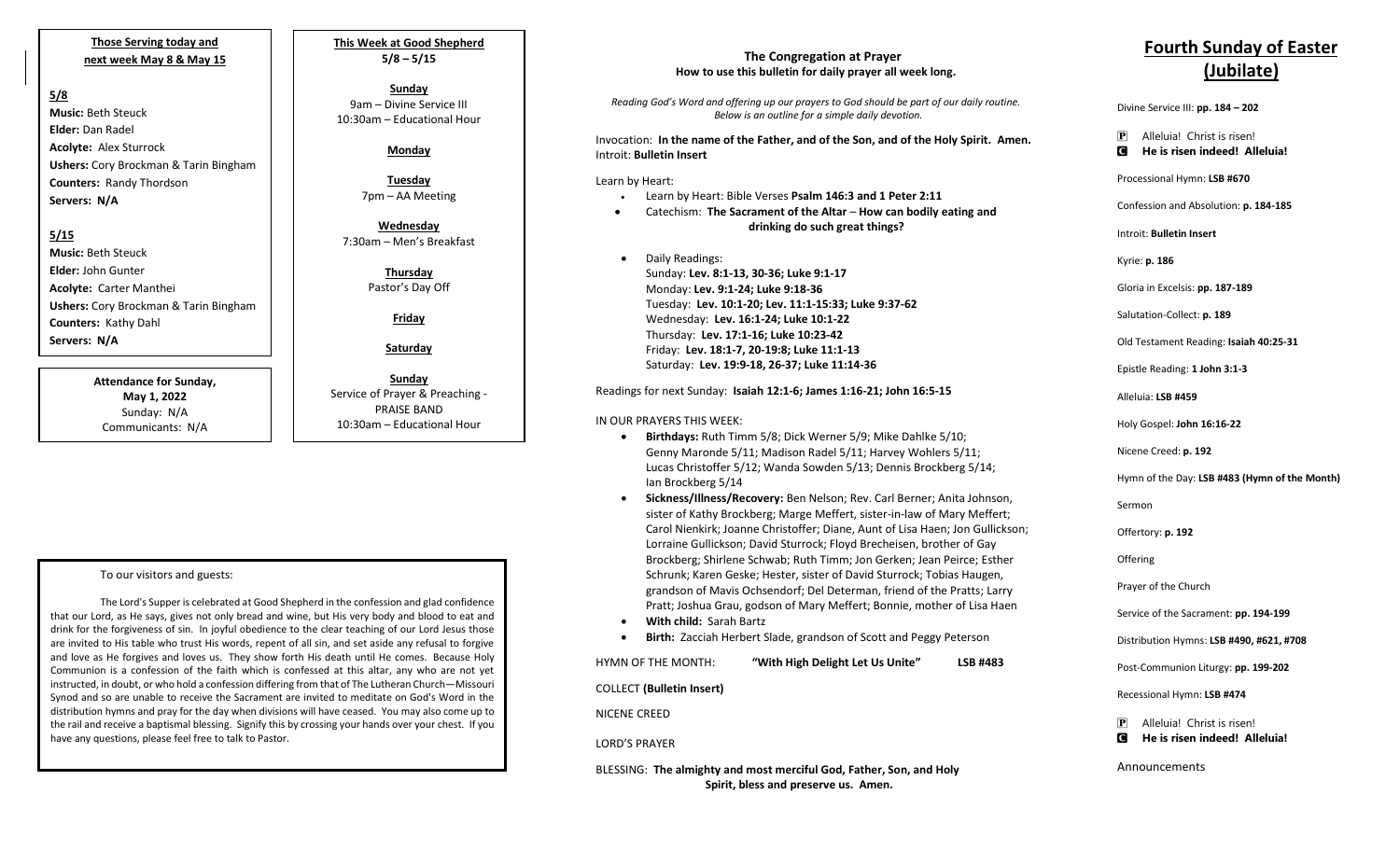**Those Serving today and next week May 8 & May 15**

**5/8**

**Music:** Beth Steuck
**Elder:** Dan Radel
**Acolyte:** Alex Sturrock
**Ushers:** Cory Brockman & Tarin Bingham
**Counters:** Randy Thordson
**Servers: N/A**

**5/15**

**Music:** Beth Steuck
**Elder:** John Gunter
**Acolyte:** Carter Manthei
**Ushers:** Cory Brockman & Tarin Bingham
**Counters:** Kathy Dahl
**Servers: N/A**

**Attendance for Sunday, May 1, 2022**
Sunday: N/A
Communicants: N/A

**This Week at Good Shepherd**
**5/8 – 5/15**

**Sunday**
9am – Divine Service III
10:30am – Educational Hour

**Monday**

**Tuesday**
7pm – AA Meeting

**Wednesday**
7:30am – Men's Breakfast

**Thursday**
Pastor's Day Off

**Friday**

**Saturday**

**Sunday**
Service of Prayer & Preaching - PRAISE BAND
10:30am – Educational Hour

To our visitors and guests:

The Lord's Supper is celebrated at Good Shepherd in the confession and glad confidence that our Lord, as He says, gives not only bread and wine, but His very body and blood to eat and drink for the forgiveness of sin. In joyful obedience to the clear teaching of our Lord Jesus those are invited to His table who trust His words, repent of all sin, and set aside any refusal to forgive and love as He forgives and loves us. They show forth His death until He comes. Because Holy Communion is a confession of the faith which is confessed at this altar, any who are not yet instructed, in doubt, or who hold a confession differing from that of The Lutheran Church—Missouri Synod and so are unable to receive the Sacrament are invited to meditate on God's Word in the distribution hymns and pray for the day when divisions will have ceased. You may also come up to the rail and receive a baptismal blessing. Signify this by crossing your hands over your chest. If you have any questions, please feel free to talk to Pastor.

## The Congregation at Prayer
**How to use this bulletin for daily prayer all week long.**

*Reading God's Word and offering up our prayers to God should be part of our daily routine. Below is an outline for a simple daily devotion.*

Invocation: **In the name of the Father, and of the Son, and of the Holy Spirit. Amen.**
Introit: **Bulletin Insert**

Learn by Heart:

- Learn by Heart: Bible Verses **Psalm 146:3 and 1 Peter 2:11**
- Catechism: **The Sacrament of the Altar** – **How can bodily eating and drinking do such great things?**
- Daily Readings:
  Sunday: **Lev. 8:1-13, 30-36; Luke 9:1-17**
  Monday: **Lev. 9:1-24; Luke 9:18-36**
  Tuesday: **Lev. 10:1-20; Lev. 11:1-15:33; Luke 9:37-62**
  Wednesday: **Lev. 16:1-24; Luke 10:1-22**
  Thursday: **Lev. 17:1-16; Luke 10:23-42**
  Friday: **Lev. 18:1-7, 20-19:8; Luke 11:1-13**
  Saturday: **Lev. 19:9-18, 26-37; Luke 11:14-36**

Readings for next Sunday: **Isaiah 12:1-6; James 1:16-21; John 16:5-15**

IN OUR PRAYERS THIS WEEK:

- **Birthdays:** Ruth Timm 5/8; Dick Werner 5/9; Mike Dahlke 5/10; Genny Maronde 5/11; Madison Radel 5/11; Harvey Wohlers 5/11; Lucas Christoffer 5/12; Wanda Sowden 5/13; Dennis Brockberg 5/14; Ian Brockberg 5/14
- **Sickness/Illness/Recovery:** Ben Nelson; Rev. Carl Berner; Anita Johnson, sister of Kathy Brockberg; Marge Meffert, sister-in-law of Mary Meffert; Carol Nienkirk; Joanne Christoffer; Diane, Aunt of Lisa Haen; Jon Gullickson; Lorraine Gullickson; David Sturrock; Floyd Brecheisen, brother of Gay Brockberg; Shirlene Schwab; Ruth Timm; Jon Gerken; Jean Peirce; Esther Schrunk; Karen Geske; Hester, sister of David Sturrock; Tobias Haugen, grandson of Mavis Ochsendorf; Del Determan, friend of the Pratts; Larry Pratt; Joshua Grau, godson of Mary Meffert; Bonnie, mother of Lisa Haen
- **With child:** Sarah Bartz
- **Birth:** Zacciah Herbert Slade, grandson of Scott and Peggy Peterson

HYMN OF THE MONTH: **"With High Delight Let Us Unite" LSB #483**

COLLECT **(Bulletin Insert)**

NICENE CREED

LORD'S PRAYER

BLESSING: **The almighty and most merciful God, Father, Son, and Holy Spirit, bless and preserve us. Amen.**

# Fourth Sunday of Easter (Jubilate)

Divine Service III: **pp. 184 – 202**

P Alleluia! Christ is risen!
C **He is risen indeed! Alleluia!**

Processional Hymn: **LSB #670**

Confession and Absolution: **p. 184-185**

Introit: **Bulletin Insert**

Kyrie: **p. 186**

Gloria in Excelsis: **pp. 187-189**

Salutation-Collect: **p. 189**

Old Testament Reading: **Isaiah 40:25-31**

Epistle Reading: **1 John 3:1-3**

Alleluia: **LSB #459**

Holy Gospel: **John 16:16-22**

Nicene Creed: **p. 192**

Hymn of the Day: **LSB #483 (Hymn of the Month)**

Sermon

Offertory: **p. 192**

Offering

Prayer of the Church

Service of the Sacrament: **pp. 194-199**

Distribution Hymns: **LSB #490, #621, #708**

Post-Communion Liturgy: **pp. 199-202**

Recessional Hymn: **LSB #474**

P Alleluia! Christ is risen!
C **He is risen indeed! Alleluia!**

Announcements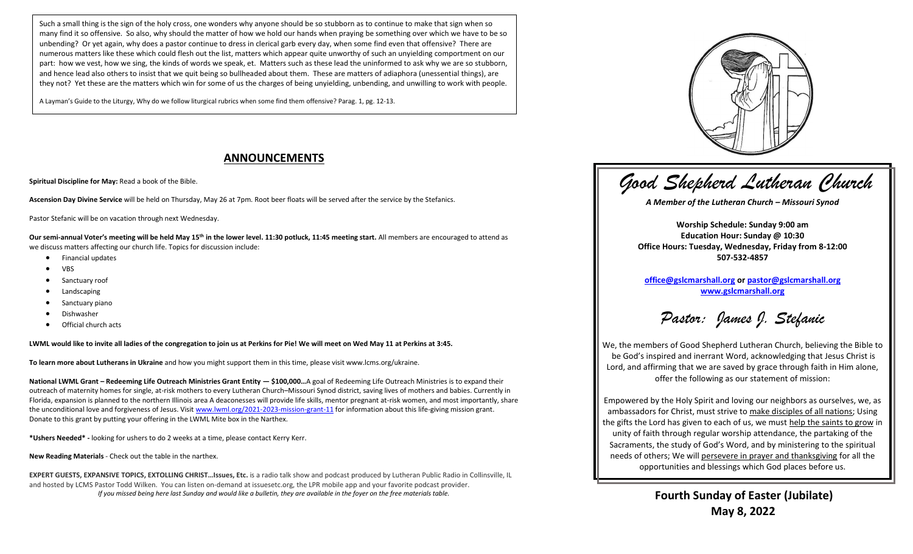Such a small thing is the sign of the holy cross, one wonders why anyone should be so stubborn as to continue to make that sign when so many find it so offensive. So also, why should the matter of how we hold our hands when praying be something over which we have to be so unbending? Or yet again, why does a pastor continue to dress in clerical garb every day, when some find even that offensive? There are numerous matters like these which could flesh out the list, matters which appear quite unworthy of such an unyielding comportment on our part: how we vest, how we sing, the kinds of words we speak, etc. Matters such as these lead the uninformed to ask why we are so stubborn, and hence lead also others to insist that we quit being so bullheaded about them. These are matters of adiaphora (unessential things), are they not? Yet these are the matters which win for some of us the charges of being unyielding, unbending, and unwilling to work with people.

A Layman's Guide to the Liturgy, Why do we follow liturgical rubrics when some find them offensive? Parag. 1, pg. 12-13.

## ANNOUNCEMENTS

**Spiritual Discipline for May:** Read a book of the Bible.

**Ascension Day Divine Service** will be held on Thursday, May 26 at 7pm. Root beer floats will be served after the service by the Stefanics.

Pastor Stefanic will be on vacation through next Wednesday.

**Our semi-annual Voter's meeting will be held May 15th in the lower level. 11:30 potluck, 11:45 meeting start.** All members are encouraged to attend as we discuss matters affecting our church life. Topics for discussion include:

- Financial updates
- VBS
- Sanctuary roof
- Landscaping
- Sanctuary piano
- Dishwasher
- Official church acts

**LWML would like to invite all ladies of the congregation to join us at Perkins for Pie! We will meet on Wed May 11 at Perkins at 3:45.**

**To learn more about Lutherans in Ukraine** and how you might support them in this time, please visit www.lcms.org/ukraine.

**National LWML Grant – Redeeming Life Outreach Ministries Grant Entity — $100,000…**A goal of Redeeming Life Outreach Ministries is to expand their outreach of maternity homes for single, at-risk mothers to every Lutheran Church–Missouri Synod district, saving lives of mothers and babies. Currently in Florida, expansion is planned to the northern Illinois area A deaconesses will provide life skills, mentor pregnant at-risk women, and most importantly, share the unconditional love and forgiveness of Jesus. Visit www.lwml.org/2021-2023-mission-grant-11 for information about this life-giving mission grant. Donate to this grant by putting your offering in the LWML Mite box in the Narthex.

**\*Ushers Needed\* -** looking for ushers to do 2 weeks at a time, please contact Kerry Kerr.

**New Reading Materials** - Check out the table in the narthex.

**EXPERT GUESTS, EXPANSIVE TOPICS, EXTOLLING CHRIST…Issues, Etc.** is a radio talk show and podcast produced by Lutheran Public Radio in Collinsville, IL and hosted by LCMS Pastor Todd Wilken. You can listen on-demand at issuesetc.org, the LPR mobile app and your favorite podcast provider.

*If you missed being here last Sunday and would like a bulletin, they are available in the foyer on the free materials table.*

# *Good Shepherd Lutheran Church*

***A Member of the Lutheran Church – Missouri Synod***

**Worship Schedule: Sunday 9:00 am**
**Education Hour: Sunday @ 10:30**
**Office Hours: Tuesday, Wednesday, Friday from 8-12:00**
**507-532-4857**

**office@gslcmarshall.org or pastor@gslcmarshall.org**
**www.gslcmarshall.org**

## *Pastor: James J. Stefanic*

We, the members of Good Shepherd Lutheran Church, believing the Bible to be God's inspired and inerrant Word, acknowledging that Jesus Christ is Lord, and affirming that we are saved by grace through faith in Him alone, offer the following as our statement of mission:

Empowered by the Holy Spirit and loving our neighbors as ourselves, we, as ambassadors for Christ, must strive to make disciples of all nations; Using the gifts the Lord has given to each of us, we must help the saints to grow in unity of faith through regular worship attendance, the partaking of the Sacraments, the study of God's Word, and by ministering to the spiritual needs of others; We will persevere in prayer and thanksgiving for all the opportunities and blessings which God places before us.

**Fourth Sunday of Easter (Jubilate)**
**May 8, 2022**